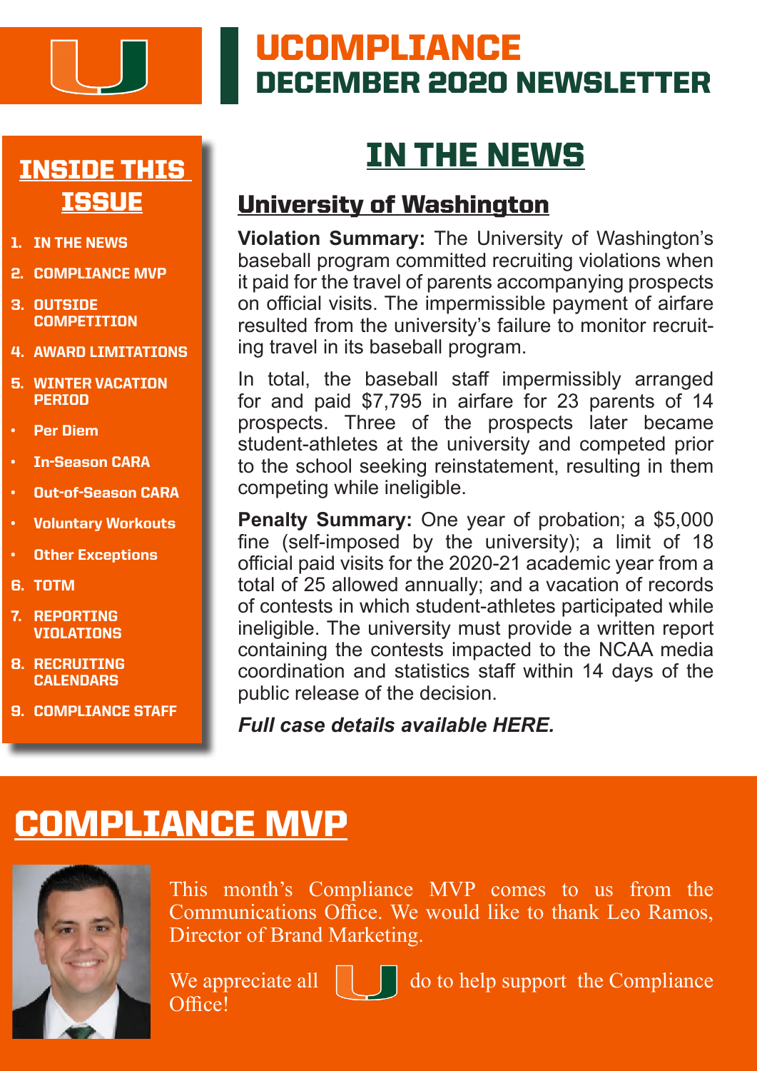# UCOMPLIANCE
## DECEMBER 2020 NEWSLETTER

### INSIDE THIS ISSUE

1. IN THE NEWS
2. COMPLIANCE MVP
3. OUTSIDE COMPETITION
4. AWARD LIMITATIONS
5. WINTER VACATION PERIOD
   - Per Diem
   - In-Season CARA
   - Out-of-Season CARA
   - Voluntary Workouts
   - Other Exceptions
6. TOTM
7. REPORTING VIOLATIONS
8. RECRUITING CALENDARS
9. COMPLIANCE STAFF

## IN THE NEWS

### University of Washington

**Violation Summary:** The University of Washington's baseball program committed recruiting violations when it paid for the travel of parents accompanying prospects on official visits. The impermissible payment of airfare resulted from the university's failure to monitor recruiting travel in its baseball program.

In total, the baseball staff impermissibly arranged for and paid $7,795 in airfare for 23 parents of 14 prospects. Three of the prospects later became student-athletes at the university and competed prior to the school seeking reinstatement, resulting in them competing while ineligible.

**Penalty Summary:** One year of probation; a $5,000 fine (self-imposed by the university); a limit of 18 official paid visits for the 2020-21 academic year from a total of 25 allowed annually; and a vacation of records of contests in which student-athletes participated while ineligible. The university must provide a written report containing the contests impacted to the NCAA media coordination and statistics staff within 14 days of the public release of the decision.

***Full case details available HERE.***

## COMPLIANCE MVP

This month's Compliance MVP comes to us from the Communications Office. We would like to thank Leo Ramos, Director of Brand Marketing.

We appreciate all U do to help support the Compliance Office!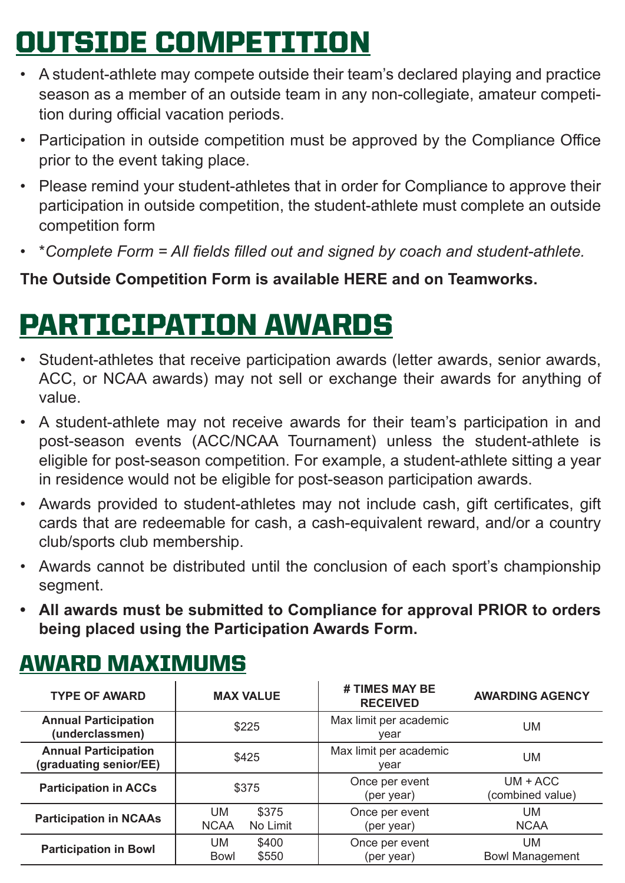# OUTSIDE COMPETITION

- A student-athlete may compete outside their team's declared playing and practice season as a member of an outside team in any non-collegiate, amateur competition during official vacation periods.
- Participation in outside competition must be approved by the Compliance Office prior to the event taking place.
- Please remind your student-athletes that in order for Compliance to approve their participation in outside competition, the student-athlete must complete an outside competition form
- **Complete Form = All fields filled out and signed by coach and student-athlete.*

**The Outside Competition Form is available HERE and on Teamworks.**

# PARTICIPATION AWARDS

- Student-athletes that receive participation awards (letter awards, senior awards, ACC, or NCAA awards) may not sell or exchange their awards for anything of value.
- A student-athlete may not receive awards for their team's participation in and post-season events (ACC/NCAA Tournament) unless the student-athlete is eligible for post-season competition. For example, a student-athlete sitting a year in residence would not be eligible for post-season participation awards.
- Awards provided to student-athletes may not include cash, gift certificates, gift cards that are redeemable for cash, a cash-equivalent reward, and/or a country club/sports club membership.
- Awards cannot be distributed until the conclusion of each sport's championship segment.
- **All awards must be submitted to Compliance for approval PRIOR to orders being placed using the Participation Awards Form.**

## AWARD MAXIMUMS

| TYPE OF AWARD | MAX VALUE | # TIMES MAY BE RECEIVED | AWARDING AGENCY |
|---|---|---|---|
| **Annual Participation (underclassmen)** | $225 | Max limit per academic year | UM |
| **Annual Participation (graduating senior/EE)** | $425 | Max limit per academic year | UM |
| **Participation in ACCs** | $375 | Once per event (per year) | UM + ACC (combined value) |
| **Participation in NCAAs** | UM $375<br>NCAA No Limit | Once per event (per year) | UM<br>NCAA |
| **Participation in Bowl** | UM $400<br>Bowl $550 | Once per event (per year) | UM<br>Bowl Management |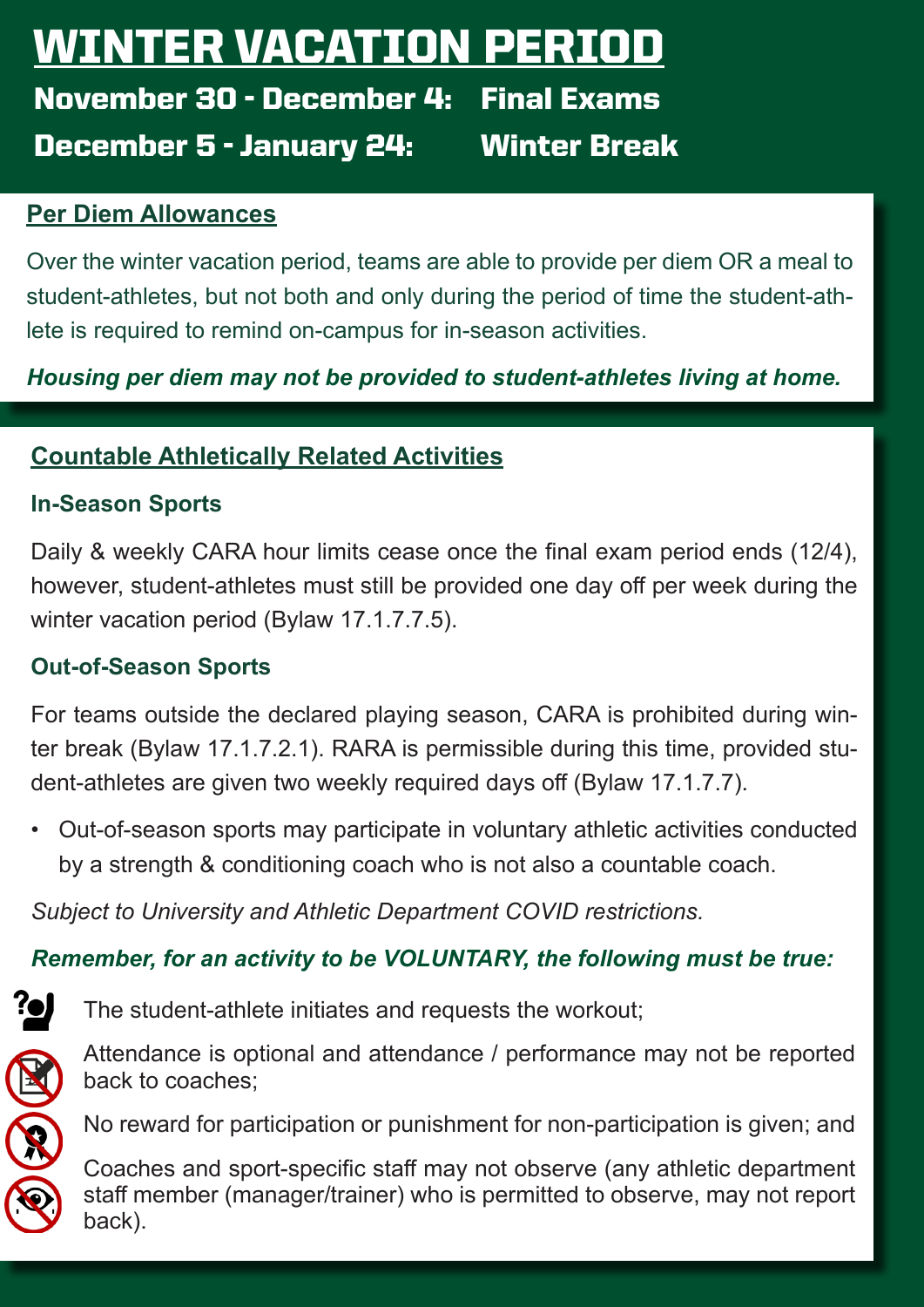# WINTER VACATION PERIOD

**November 30 - December 4:** **Final Exams**

**December 5 - January 24:** **Winter Break**

## Per Diem Allowances

Over the winter vacation period, teams are able to provide per diem OR a meal to student-athletes, but not both and only during the period of time the student-athlete is required to remind on-campus for in-season activities.

***Housing per diem may not be provided to student-athletes living at home.***

## Countable Athletically Related Activities

### In-Season Sports

Daily & weekly CARA hour limits cease once the final exam period ends (12/4), however, student-athletes must still be provided one day off per week during the winter vacation period (Bylaw 17.1.7.7.5).

### Out-of-Season Sports

For teams outside the declared playing season, CARA is prohibited during winter break (Bylaw 17.1.7.2.1). RARA is permissible during this time, provided student-athletes are given two weekly required days off (Bylaw 17.1.7.7).

- Out-of-season sports may participate in voluntary athletic activities conducted by a strength & conditioning coach who is not also a countable coach.

*Subject to University and Athletic Department COVID restrictions.*

***Remember, for an activity to be VOLUNTARY, the following must be true:***

- The student-athlete initiates and requests the workout;
- Attendance is optional and attendance / performance may not be reported back to coaches;
- No reward for participation or punishment for non-participation is given; and
- Coaches and sport-specific staff may not observe (any athletic department staff member (manager/trainer) who is permitted to observe, may not report back).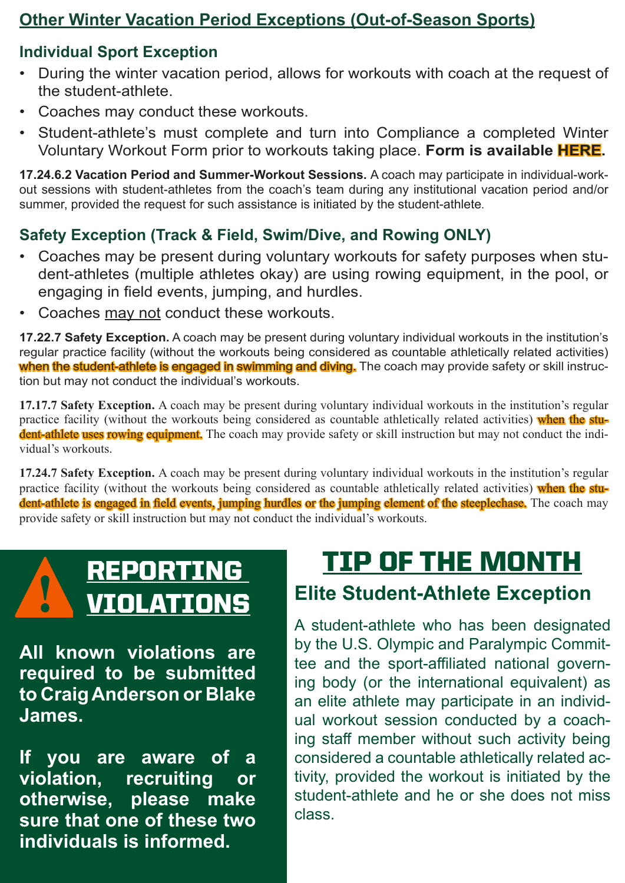## Other Winter Vacation Period Exceptions (Out-of-Season Sports)

### Individual Sport Exception

- During the winter vacation period, allows for workouts with coach at the request of the student-athlete.
- Coaches may conduct these workouts.
- Student-athlete's must complete and turn into Compliance a completed Winter Voluntary Workout Form prior to workouts taking place. **Form is available HERE.**

**17.24.6.2 Vacation Period and Summer-Workout Sessions.** A coach may participate in individual-workout sessions with student-athletes from the coach's team during any institutional vacation period and/or summer, provided the request for such assistance is initiated by the student-athlete.

### Safety Exception (Track & Field, Swim/Dive, and Rowing ONLY)

- Coaches may be present during voluntary workouts for safety purposes when student-athletes (multiple athletes okay) are using rowing equipment, in the pool, or engaging in field events, jumping, and hurdles.
- Coaches may not conduct these workouts.

**17.22.7 Safety Exception.** A coach may be present during voluntary individual workouts in the institution's regular practice facility (without the workouts being considered as countable athletically related activities) when the student-athlete is engaged in swimming and diving. The coach may provide safety or skill instruction but may not conduct the individual's workouts.

**17.17.7 Safety Exception.** A coach may be present during voluntary individual workouts in the institution's regular practice facility (without the workouts being considered as countable athletically related activities) when the student-athlete uses rowing equipment. The coach may provide safety or skill instruction but may not conduct the individual's workouts.

**17.24.7 Safety Exception.** A coach may be present during voluntary individual workouts in the institution's regular practice facility (without the workouts being considered as countable athletically related activities) when the student-athlete is engaged in field events, jumping hurdles or the jumping element of the steeplechase. The coach may provide safety or skill instruction but may not conduct the individual's workouts.

## REPORTING VIOLATIONS

**All known violations are required to be submitted to Craig Anderson or Blake James.**

**If you are aware of a violation, recruiting or otherwise, please make sure that one of these two individuals is informed.**

## TIP OF THE MONTH

### Elite Student-Athlete Exception

A student-athlete who has been designated by the U.S. Olympic and Paralympic Committee and the sport-affiliated national governing body (or the international equivalent) as an elite athlete may participate in an individual workout session conducted by a coaching staff member without such activity being considered a countable athletically related activity, provided the workout is initiated by the student-athlete and he or she does not miss class.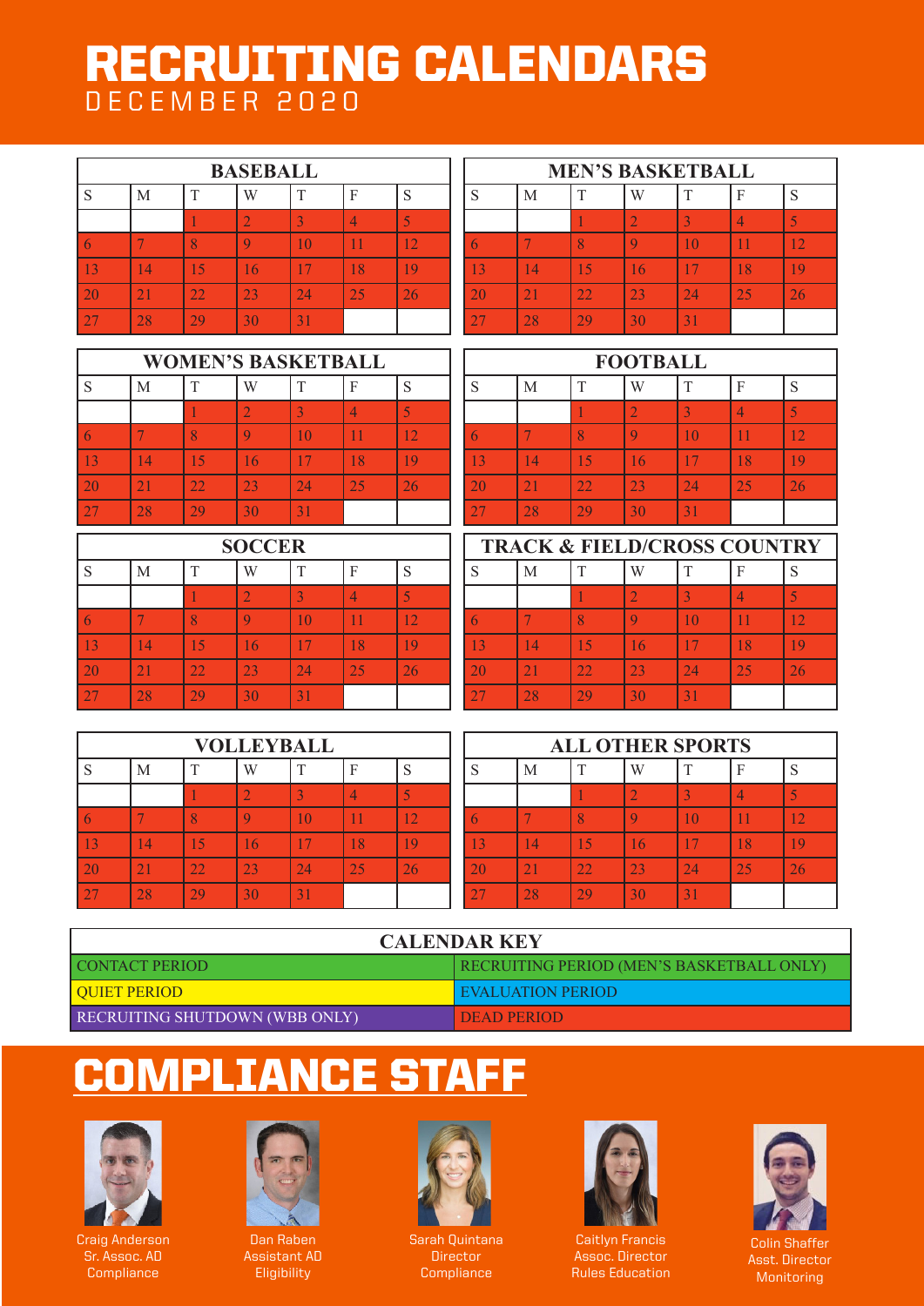# RECRUITING CALENDARS

DECEMBER 2020

| BASEBALL | | | | | | |
|---|---|---|---|---|---|---|
| S | M | T | W | T | F | S |
| | | 1 | 2 | 3 | 4 | 5 |
| 6 | 7 | 8 | 9 | 10 | 11 | 12 |
| 13 | 14 | 15 | 16 | 17 | 18 | 19 |
| 20 | 21 | 22 | 23 | 24 | 25 | 26 |
| 27 | 28 | 29 | 30 | 31 | | |

| MEN'S BASKETBALL | | | | | | |
|---|---|---|---|---|---|---|
| S | M | T | W | T | F | S |
| | | 1 | 2 | 3 | 4 | 5 |
| 6 | 7 | 8 | 9 | 10 | 11 | 12 |
| 13 | 14 | 15 | 16 | 17 | 18 | 19 |
| 20 | 21 | 22 | 23 | 24 | 25 | 26 |
| 27 | 28 | 29 | 30 | 31 | | |

| WOMEN'S BASKETBALL | | | | | | |
|---|---|---|---|---|---|---|
| S | M | T | W | T | F | S |
| | | 1 | 2 | 3 | 4 | 5 |
| 6 | 7 | 8 | 9 | 10 | 11 | 12 |
| 13 | 14 | 15 | 16 | 17 | 18 | 19 |
| 20 | 21 | 22 | 23 | 24 | 25 | 26 |
| 27 | 28 | 29 | 30 | 31 | | |

| FOOTBALL | | | | | | |
|---|---|---|---|---|---|---|
| S | M | T | W | T | F | S |
| | | 1 | 2 | 3 | 4 | 5 |
| 6 | 7 | 8 | 9 | 10 | 11 | 12 |
| 13 | 14 | 15 | 16 | 17 | 18 | 19 |
| 20 | 21 | 22 | 23 | 24 | 25 | 26 |
| 27 | 28 | 29 | 30 | 31 | | |

| SOCCER | | | | | | |
|---|---|---|---|---|---|---|
| S | M | T | W | T | F | S |
| | | 1 | 2 | 3 | 4 | 5 |
| 6 | 7 | 8 | 9 | 10 | 11 | 12 |
| 13 | 14 | 15 | 16 | 17 | 18 | 19 |
| 20 | 21 | 22 | 23 | 24 | 25 | 26 |
| 27 | 28 | 29 | 30 | 31 | | |

| TRACK & FIELD/CROSS COUNTRY | | | | | | |
|---|---|---|---|---|---|---|
| S | M | T | W | T | F | S |
| | | 1 | 2 | 3 | 4 | 5 |
| 6 | 7 | 8 | 9 | 10 | 11 | 12 |
| 13 | 14 | 15 | 16 | 17 | 18 | 19 |
| 20 | 21 | 22 | 23 | 24 | 25 | 26 |
| 27 | 28 | 29 | 30 | 31 | | |

| VOLLEYBALL | | | | | | |
|---|---|---|---|---|---|---|
| S | M | T | W | T | F | S |
| | | 1 | 2 | 3 | 4 | 5 |
| 6 | 7 | 8 | 9 | 10 | 11 | 12 |
| 13 | 14 | 15 | 16 | 17 | 18 | 19 |
| 20 | 21 | 22 | 23 | 24 | 25 | 26 |
| 27 | 28 | 29 | 30 | 31 | | |

| ALL OTHER SPORTS | | | | | | |
|---|---|---|---|---|---|---|
| S | M | T | W | T | F | S |
| | | 1 | 2 | 3 | 4 | 5 |
| 6 | 7 | 8 | 9 | 10 | 11 | 12 |
| 13 | 14 | 15 | 16 | 17 | 18 | 19 |
| 20 | 21 | 22 | 23 | 24 | 25 | 26 |
| 27 | 28 | 29 | 30 | 31 | | |

| CALENDAR KEY | |
|---|---|
| CONTACT PERIOD | RECRUITING PERIOD (MEN'S BASKETBALL ONLY) |
| QUIET PERIOD | EVALUATION PERIOD |
| RECRUITING SHUTDOWN (WBB ONLY) | DEAD PERIOD |

# COMPLIANCE STAFF

Craig Anderson
Sr. Assoc. AD
Compliance

Dan Raben
Assistant AD
Eligibility

Sarah Quintana
Director
Compliance

Caitlyn Francis
Assoc. Director
Rules Education

Colin Shaffer
Asst. Director
Monitoring